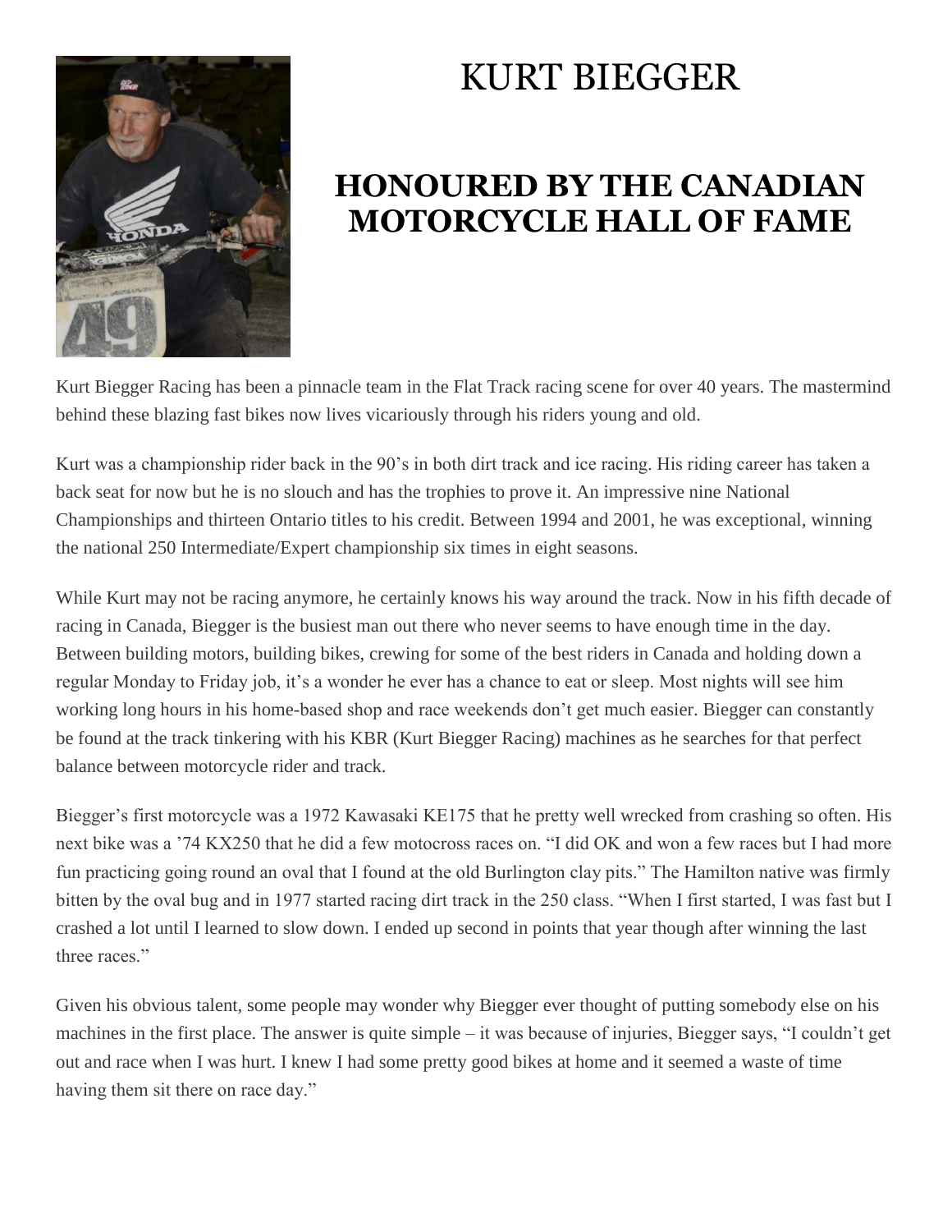# KURT BIEGGER

## HONOURED BY THE CANADIAN MOTORCYCLE HALL OF FAME

Kurt Biegger Racing has been a pinnacle team in the Flat Track racing scene for over 40 years. The mastermind behind these blazing fast bikes now lives vicariously through his riders young and old.

Kurt was a championship rider back in the 90's in both dirt track and ice racing. His riding career has taken a back seat for now but he is no slouch and has the trophies to prove it. An impressive nine National Championships and thirteen Ontario titles to his credit. Between 1994 and 2001, he was exceptional, winning the national 250 Intermediate/Expert championship six times in eight seasons.

While Kurt may not be racing anymore, he certainly knows his way around the track. Now in his fifth decade of racing in Canada, Biegger is the busiest man out there who never seems to have enough time in the day. Between building motors, building bikes, crewing for some of the best riders in Canada and holding down a regular Monday to Friday job, it's a wonder he ever has a chance to eat or sleep. Most nights will see him working long hours in his home-based shop and race weekends don't get much easier. Biegger can constantly be found at the track tinkering with his KBR (Kurt Biegger Racing) machines as he searches for that perfect balance between motorcycle rider and track.

Biegger's first motorcycle was a 1972 Kawasaki KE175 that he pretty well wrecked from crashing so often. His next bike was a '74 KX250 that he did a few motocross races on. "I did OK and won a few races but I had more fun practicing going round an oval that I found at the old Burlington clay pits." The Hamilton native was firmly bitten by the oval bug and in 1977 started racing dirt track in the 250 class. "When I first started, I was fast but I crashed a lot until I learned to slow down. I ended up second in points that year though after winning the last three races."

Given his obvious talent, some people may wonder why Biegger ever thought of putting somebody else on his machines in the first place. The answer is quite simple – it was because of injuries, Biegger says, "I couldn't get out and race when I was hurt. I knew I had some pretty good bikes at home and it seemed a waste of time having them sit there on race day."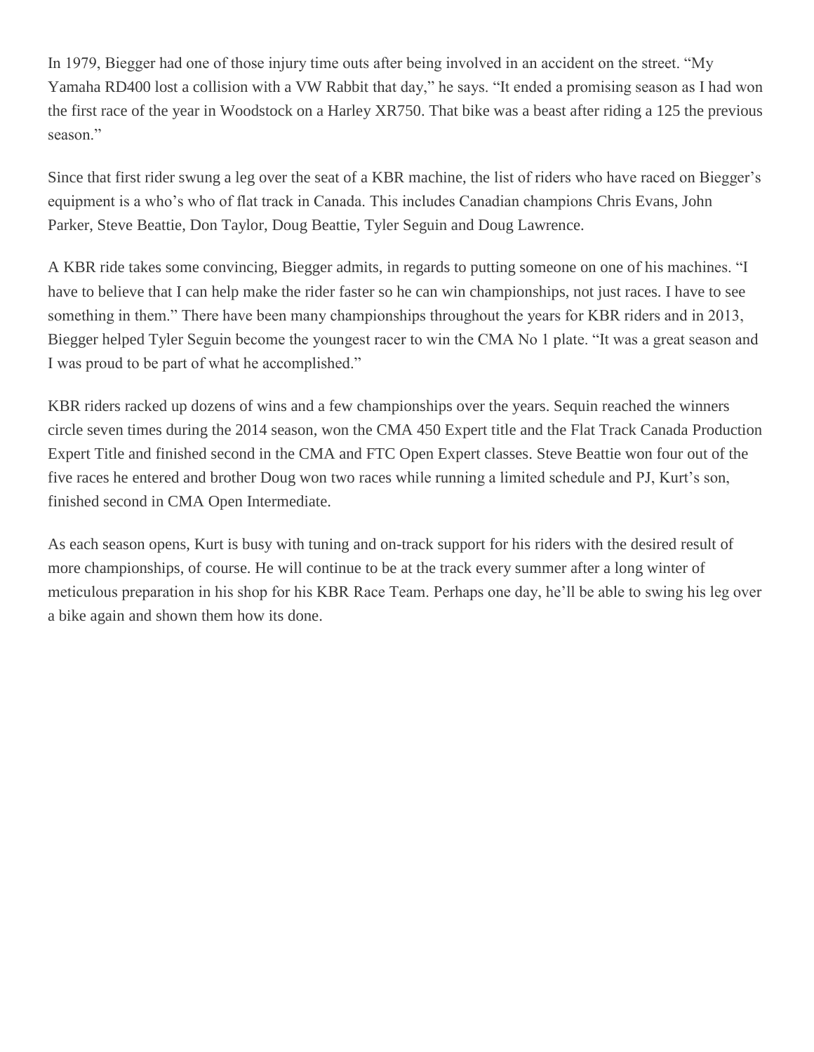In 1979, Biegger had one of those injury time outs after being involved in an accident on the street. “My Yamaha RD400 lost a collision with a VW Rabbit that day,” he says. “It ended a promising season as I had won the first race of the year in Woodstock on a Harley XR750. That bike was a beast after riding a 125 the previous season.”

Since that first rider swung a leg over the seat of a KBR machine, the list of riders who have raced on Biegger’s equipment is a who’s who of flat track in Canada. This includes Canadian champions Chris Evans, John Parker, Steve Beattie, Don Taylor, Doug Beattie, Tyler Seguin and Doug Lawrence.

A KBR ride takes some convincing, Biegger admits, in regards to putting someone on one of his machines. “I have to believe that I can help make the rider faster so he can win championships, not just races. I have to see something in them.” There have been many championships throughout the years for KBR riders and in 2013, Biegger helped Tyler Seguin become the youngest racer to win the CMA No 1 plate. “It was a great season and I was proud to be part of what he accomplished.”

KBR riders racked up dozens of wins and a few championships over the years. Sequin reached the winners circle seven times during the 2014 season, won the CMA 450 Expert title and the Flat Track Canada Production Expert Title and finished second in the CMA and FTC Open Expert classes. Steve Beattie won four out of the five races he entered and brother Doug won two races while running a limited schedule and PJ, Kurt’s son, finished second in CMA Open Intermediate.

As each season opens, Kurt is busy with tuning and on-track support for his riders with the desired result of more championships, of course. He will continue to be at the track every summer after a long winter of meticulous preparation in his shop for his KBR Race Team. Perhaps one day, he’ll be able to swing his leg over a bike again and shown them how its done.